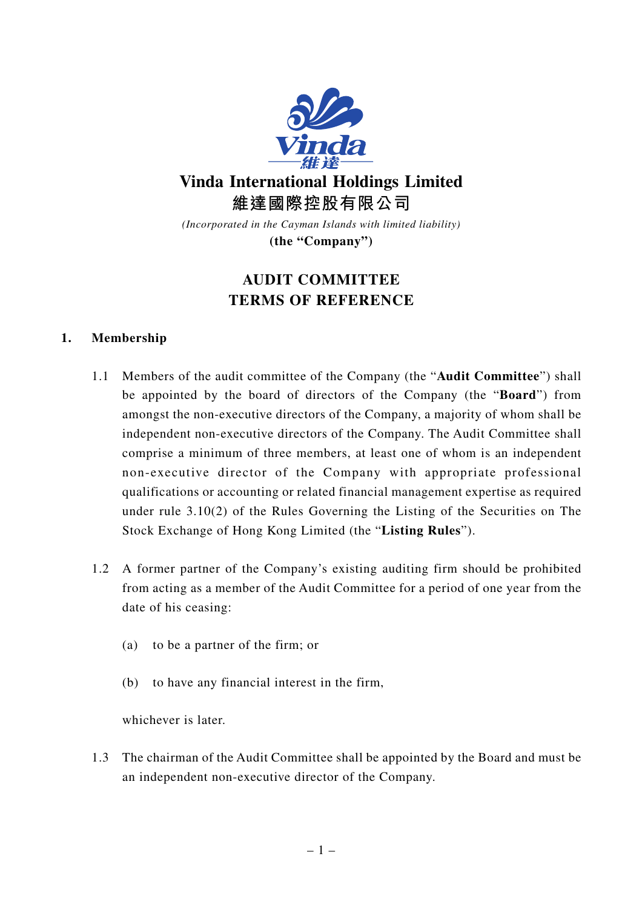# Vinda International Holdings Limited

# 維達國際控股有限公司

*(Incorporated in the Cayman Islands with limited liability)*

**(the "Company")**

## AUDIT COMMITTEE
## TERMS OF REFERENCE

### 1. Membership

1.1 Members of the audit committee of the Company (the "**Audit Committee**") shall be appointed by the board of directors of the Company (the "**Board**") from amongst the non-executive directors of the Company, a majority of whom shall be independent non-executive directors of the Company. The Audit Committee shall comprise a minimum of three members, at least one of whom is an independent non-executive director of the Company with appropriate professional qualifications or accounting or related financial management expertise as required under rule 3.10(2) of the Rules Governing the Listing of the Securities on The Stock Exchange of Hong Kong Limited (the "**Listing Rules**").

1.2 A former partner of the Company's existing auditing firm should be prohibited from acting as a member of the Audit Committee for a period of one year from the date of his ceasing:

(a) to be a partner of the firm; or

(b) to have any financial interest in the firm,

whichever is later.

1.3 The chairman of the Audit Committee shall be appointed by the Board and must be an independent non-executive director of the Company.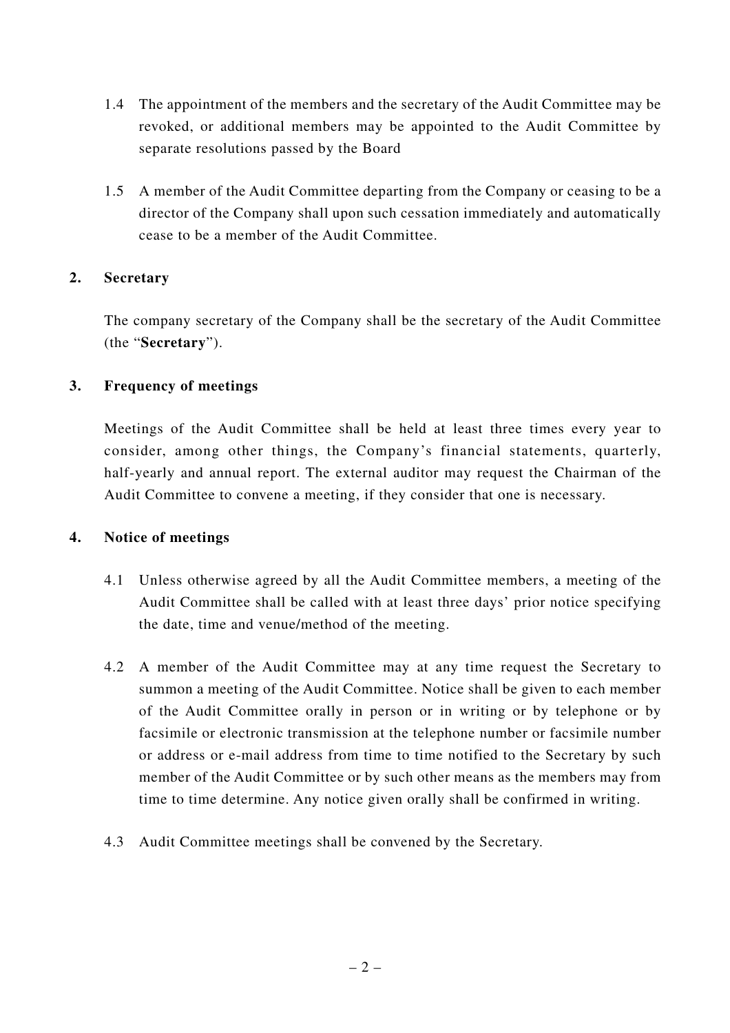1.4 The appointment of the members and the secretary of the Audit Committee may be revoked, or additional members may be appointed to the Audit Committee by separate resolutions passed by the Board

1.5 A member of the Audit Committee departing from the Company or ceasing to be a director of the Company shall upon such cessation immediately and automatically cease to be a member of the Audit Committee.

## 2. Secretary

The company secretary of the Company shall be the secretary of the Audit Committee (the "**Secretary**").

## 3. Frequency of meetings

Meetings of the Audit Committee shall be held at least three times every year to consider, among other things, the Company's financial statements, quarterly, half-yearly and annual report. The external auditor may request the Chairman of the Audit Committee to convene a meeting, if they consider that one is necessary.

## 4. Notice of meetings

4.1 Unless otherwise agreed by all the Audit Committee members, a meeting of the Audit Committee shall be called with at least three days' prior notice specifying the date, time and venue/method of the meeting.

4.2 A member of the Audit Committee may at any time request the Secretary to summon a meeting of the Audit Committee. Notice shall be given to each member of the Audit Committee orally in person or in writing or by telephone or by facsimile or electronic transmission at the telephone number or facsimile number or address or e-mail address from time to time notified to the Secretary by such member of the Audit Committee or by such other means as the members may from time to time determine. Any notice given orally shall be confirmed in writing.

4.3 Audit Committee meetings shall be convened by the Secretary.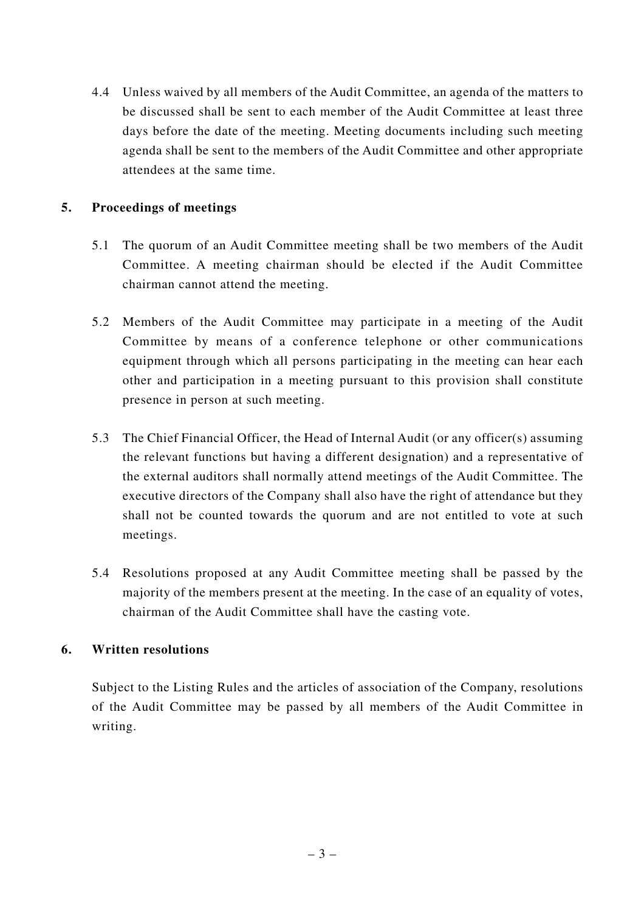4.4 Unless waived by all members of the Audit Committee, an agenda of the matters to be discussed shall be sent to each member of the Audit Committee at least three days before the date of the meeting. Meeting documents including such meeting agenda shall be sent to the members of the Audit Committee and other appropriate attendees at the same time.

## 5. Proceedings of meetings

5.1 The quorum of an Audit Committee meeting shall be two members of the Audit Committee. A meeting chairman should be elected if the Audit Committee chairman cannot attend the meeting.

5.2 Members of the Audit Committee may participate in a meeting of the Audit Committee by means of a conference telephone or other communications equipment through which all persons participating in the meeting can hear each other and participation in a meeting pursuant to this provision shall constitute presence in person at such meeting.

5.3 The Chief Financial Officer, the Head of Internal Audit (or any officer(s) assuming the relevant functions but having a different designation) and a representative of the external auditors shall normally attend meetings of the Audit Committee. The executive directors of the Company shall also have the right of attendance but they shall not be counted towards the quorum and are not entitled to vote at such meetings.

5.4 Resolutions proposed at any Audit Committee meeting shall be passed by the majority of the members present at the meeting. In the case of an equality of votes, chairman of the Audit Committee shall have the casting vote.

## 6. Written resolutions

Subject to the Listing Rules and the articles of association of the Company, resolutions of the Audit Committee may be passed by all members of the Audit Committee in writing.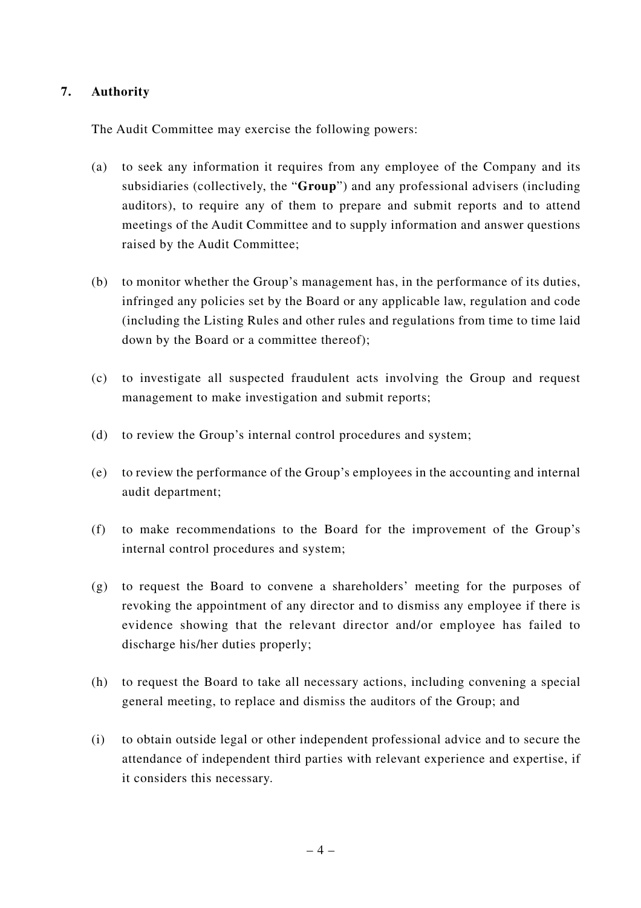## 7. Authority

The Audit Committee may exercise the following powers:

(a) to seek any information it requires from any employee of the Company and its subsidiaries (collectively, the "**Group**") and any professional advisers (including auditors), to require any of them to prepare and submit reports and to attend meetings of the Audit Committee and to supply information and answer questions raised by the Audit Committee;

(b) to monitor whether the Group's management has, in the performance of its duties, infringed any policies set by the Board or any applicable law, regulation and code (including the Listing Rules and other rules and regulations from time to time laid down by the Board or a committee thereof);

(c) to investigate all suspected fraudulent acts involving the Group and request management to make investigation and submit reports;

(d) to review the Group's internal control procedures and system;

(e) to review the performance of the Group's employees in the accounting and internal audit department;

(f) to make recommendations to the Board for the improvement of the Group's internal control procedures and system;

(g) to request the Board to convene a shareholders' meeting for the purposes of revoking the appointment of any director and to dismiss any employee if there is evidence showing that the relevant director and/or employee has failed to discharge his/her duties properly;

(h) to request the Board to take all necessary actions, including convening a special general meeting, to replace and dismiss the auditors of the Group; and

(i) to obtain outside legal or other independent professional advice and to secure the attendance of independent third parties with relevant experience and expertise, if it considers this necessary.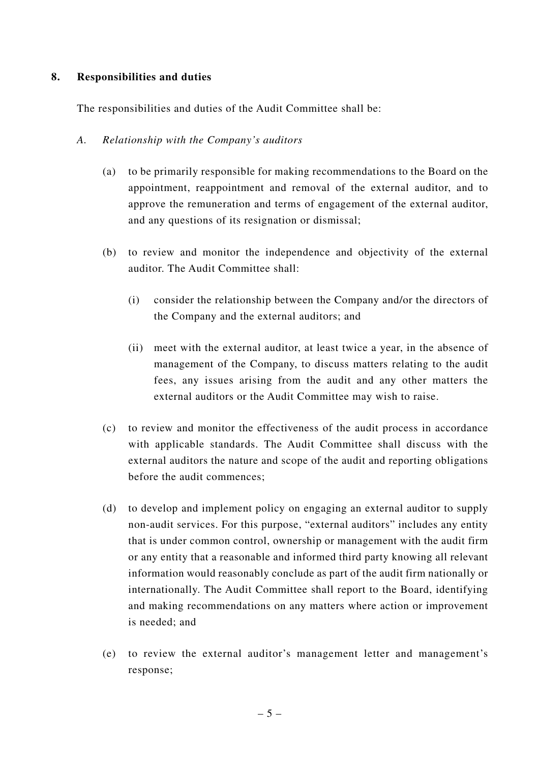## 8. Responsibilities and duties

The responsibilities and duties of the Audit Committee shall be:

*A. Relationship with the Company's auditors*

(a) to be primarily responsible for making recommendations to the Board on the appointment, reappointment and removal of the external auditor, and to approve the remuneration and terms of engagement of the external auditor, and any questions of its resignation or dismissal;

(b) to review and monitor the independence and objectivity of the external auditor. The Audit Committee shall:

   (i) consider the relationship between the Company and/or the directors of the Company and the external auditors; and

   (ii) meet with the external auditor, at least twice a year, in the absence of management of the Company, to discuss matters relating to the audit fees, any issues arising from the audit and any other matters the external auditors or the Audit Committee may wish to raise.

(c) to review and monitor the effectiveness of the audit process in accordance with applicable standards. The Audit Committee shall discuss with the external auditors the nature and scope of the audit and reporting obligations before the audit commences;

(d) to develop and implement policy on engaging an external auditor to supply non-audit services. For this purpose, "external auditors" includes any entity that is under common control, ownership or management with the audit firm or any entity that a reasonable and informed third party knowing all relevant information would reasonably conclude as part of the audit firm nationally or internationally. The Audit Committee shall report to the Board, identifying and making recommendations on any matters where action or improvement is needed; and

(e) to review the external auditor's management letter and management's response;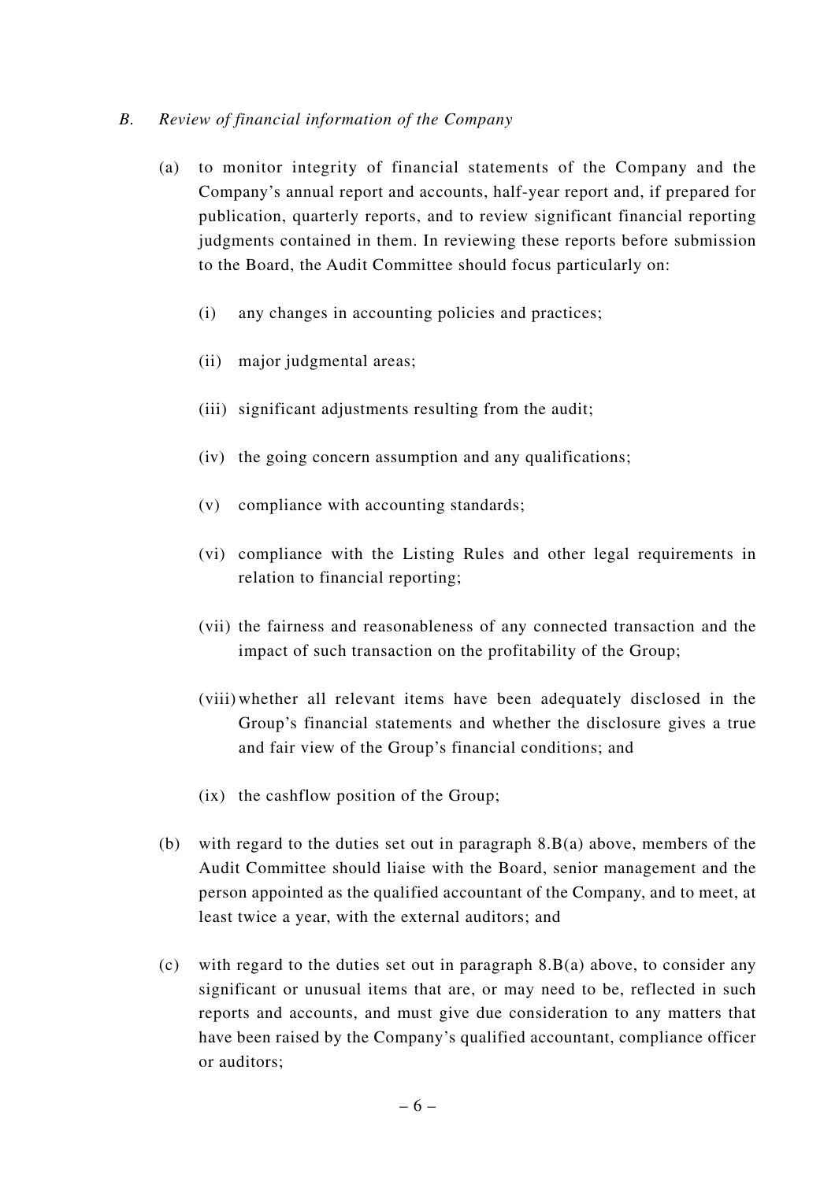*B. Review of financial information of the Company*

(a) to monitor integrity of financial statements of the Company and the Company's annual report and accounts, half-year report and, if prepared for publication, quarterly reports, and to review significant financial reporting judgments contained in them. In reviewing these reports before submission to the Board, the Audit Committee should focus particularly on:

(i) any changes in accounting policies and practices;

(ii) major judgmental areas;

(iii) significant adjustments resulting from the audit;

(iv) the going concern assumption and any qualifications;

(v) compliance with accounting standards;

(vi) compliance with the Listing Rules and other legal requirements in relation to financial reporting;

(vii) the fairness and reasonableness of any connected transaction and the impact of such transaction on the profitability of the Group;

(viii) whether all relevant items have been adequately disclosed in the Group's financial statements and whether the disclosure gives a true and fair view of the Group's financial conditions; and

(ix) the cashflow position of the Group;

(b) with regard to the duties set out in paragraph 8.B(a) above, members of the Audit Committee should liaise with the Board, senior management and the person appointed as the qualified accountant of the Company, and to meet, at least twice a year, with the external auditors; and

(c) with regard to the duties set out in paragraph 8.B(a) above, to consider any significant or unusual items that are, or may need to be, reflected in such reports and accounts, and must give due consideration to any matters that have been raised by the Company's qualified accountant, compliance officer or auditors;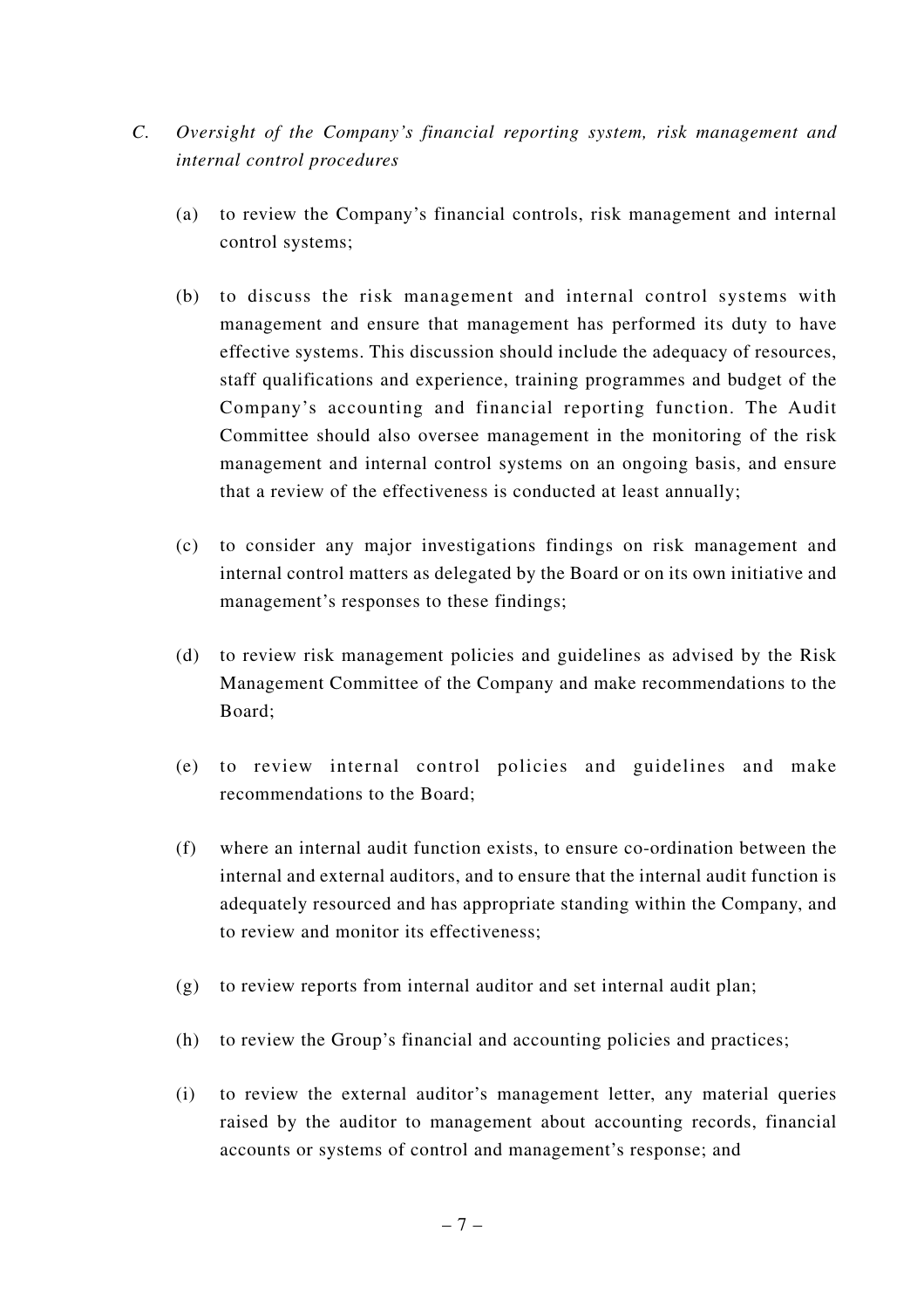C. *Oversight of the Company's financial reporting system, risk management and internal control procedures*

(a) to review the Company's financial controls, risk management and internal control systems;

(b) to discuss the risk management and internal control systems with management and ensure that management has performed its duty to have effective systems. This discussion should include the adequacy of resources, staff qualifications and experience, training programmes and budget of the Company's accounting and financial reporting function. The Audit Committee should also oversee management in the monitoring of the risk management and internal control systems on an ongoing basis, and ensure that a review of the effectiveness is conducted at least annually;

(c) to consider any major investigations findings on risk management and internal control matters as delegated by the Board or on its own initiative and management's responses to these findings;

(d) to review risk management policies and guidelines as advised by the Risk Management Committee of the Company and make recommendations to the Board;

(e) to review internal control policies and guidelines and make recommendations to the Board;

(f) where an internal audit function exists, to ensure co-ordination between the internal and external auditors, and to ensure that the internal audit function is adequately resourced and has appropriate standing within the Company, and to review and monitor its effectiveness;

(g) to review reports from internal auditor and set internal audit plan;

(h) to review the Group's financial and accounting policies and practices;

(i) to review the external auditor's management letter, any material queries raised by the auditor to management about accounting records, financial accounts or systems of control and management's response; and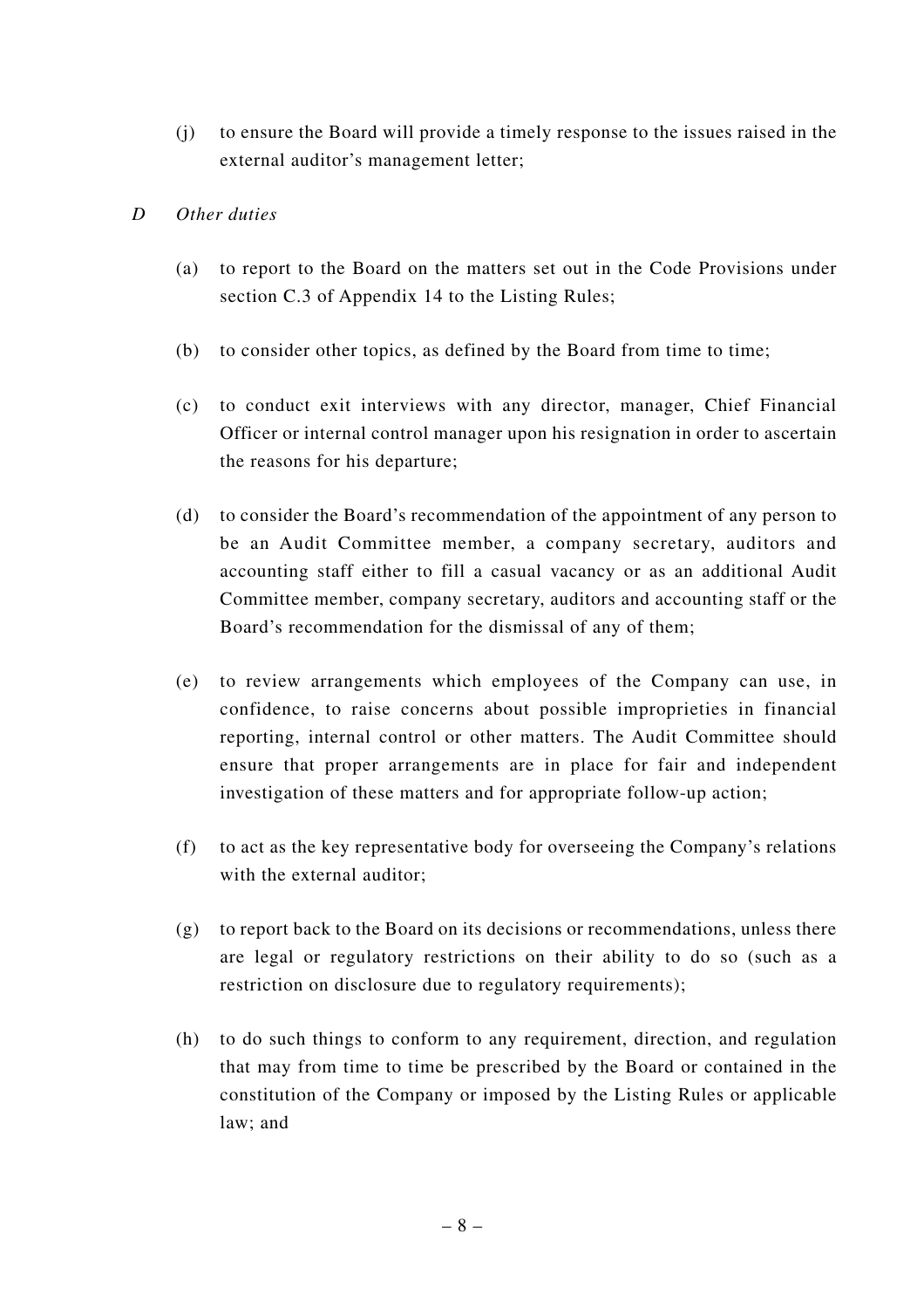(j) to ensure the Board will provide a timely response to the issues raised in the external auditor's management letter;

*D Other duties*

(a) to report to the Board on the matters set out in the Code Provisions under section C.3 of Appendix 14 to the Listing Rules;

(b) to consider other topics, as defined by the Board from time to time;

(c) to conduct exit interviews with any director, manager, Chief Financial Officer or internal control manager upon his resignation in order to ascertain the reasons for his departure;

(d) to consider the Board's recommendation of the appointment of any person to be an Audit Committee member, a company secretary, auditors and accounting staff either to fill a casual vacancy or as an additional Audit Committee member, company secretary, auditors and accounting staff or the Board's recommendation for the dismissal of any of them;

(e) to review arrangements which employees of the Company can use, in confidence, to raise concerns about possible improprieties in financial reporting, internal control or other matters. The Audit Committee should ensure that proper arrangements are in place for fair and independent investigation of these matters and for appropriate follow-up action;

(f) to act as the key representative body for overseeing the Company's relations with the external auditor;

(g) to report back to the Board on its decisions or recommendations, unless there are legal or regulatory restrictions on their ability to do so (such as a restriction on disclosure due to regulatory requirements);

(h) to do such things to conform to any requirement, direction, and regulation that may from time to time be prescribed by the Board or contained in the constitution of the Company or imposed by the Listing Rules or applicable law; and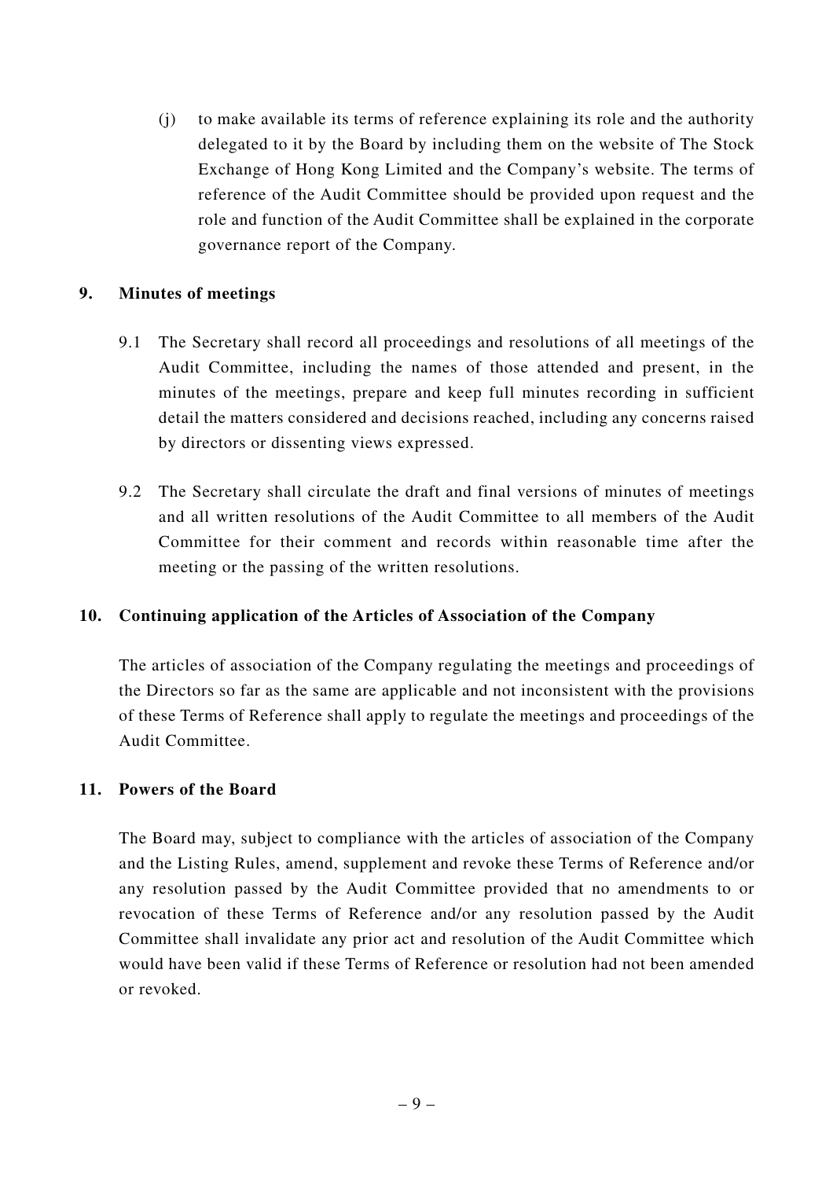(j) to make available its terms of reference explaining its role and the authority delegated to it by the Board by including them on the website of The Stock Exchange of Hong Kong Limited and the Company's website. The terms of reference of the Audit Committee should be provided upon request and the role and function of the Audit Committee shall be explained in the corporate governance report of the Company.

## 9. Minutes of meetings

9.1 The Secretary shall record all proceedings and resolutions of all meetings of the Audit Committee, including the names of those attended and present, in the minutes of the meetings, prepare and keep full minutes recording in sufficient detail the matters considered and decisions reached, including any concerns raised by directors or dissenting views expressed.

9.2 The Secretary shall circulate the draft and final versions of minutes of meetings and all written resolutions of the Audit Committee to all members of the Audit Committee for their comment and records within reasonable time after the meeting or the passing of the written resolutions.

## 10. Continuing application of the Articles of Association of the Company

The articles of association of the Company regulating the meetings and proceedings of the Directors so far as the same are applicable and not inconsistent with the provisions of these Terms of Reference shall apply to regulate the meetings and proceedings of the Audit Committee.

## 11. Powers of the Board

The Board may, subject to compliance with the articles of association of the Company and the Listing Rules, amend, supplement and revoke these Terms of Reference and/or any resolution passed by the Audit Committee provided that no amendments to or revocation of these Terms of Reference and/or any resolution passed by the Audit Committee shall invalidate any prior act and resolution of the Audit Committee which would have been valid if these Terms of Reference or resolution had not been amended or revoked.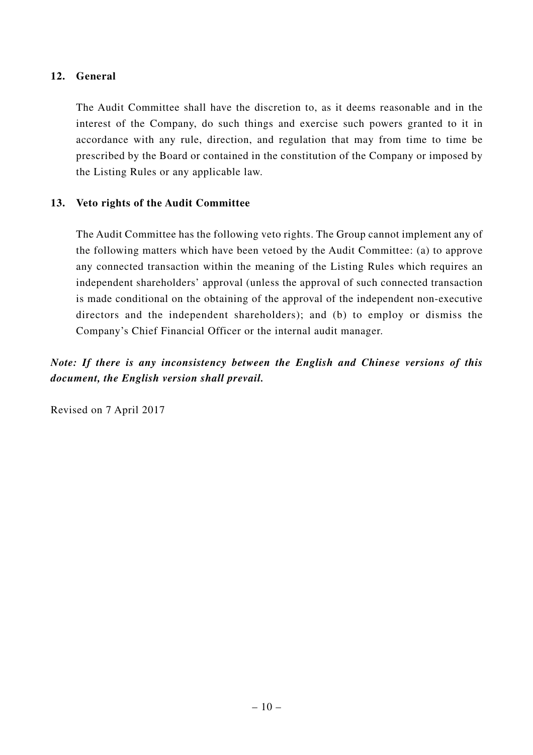## 12. General

The Audit Committee shall have the discretion to, as it deems reasonable and in the interest of the Company, do such things and exercise such powers granted to it in accordance with any rule, direction, and regulation that may from time to time be prescribed by the Board or contained in the constitution of the Company or imposed by the Listing Rules or any applicable law.

## 13. Veto rights of the Audit Committee

The Audit Committee has the following veto rights. The Group cannot implement any of the following matters which have been vetoed by the Audit Committee: (a) to approve any connected transaction within the meaning of the Listing Rules which requires an independent shareholders' approval (unless the approval of such connected transaction is made conditional on the obtaining of the approval of the independent non-executive directors and the independent shareholders); and (b) to employ or dismiss the Company's Chief Financial Officer or the internal audit manager.

***Note: If there is any inconsistency between the English and Chinese versions of this document, the English version shall prevail.***

Revised on 7 April 2017